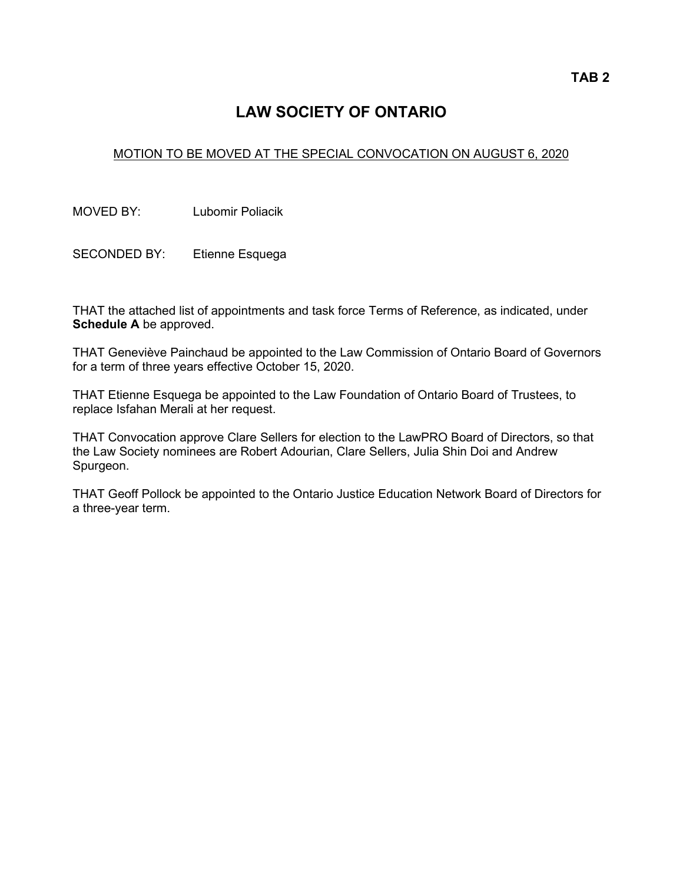**TAB 2**

# LAW SOCIETY OF ONTARIO

MOTION TO BE MOVED AT THE SPECIAL CONVOCATION ON AUGUST 6, 2020

MOVED BY: Lubomir Poliacik

SECONDED BY: Etienne Esquega

THAT the attached list of appointments and task force Terms of Reference, as indicated, under **Schedule A** be approved.

THAT Geneviève Painchaud be appointed to the Law Commission of Ontario Board of Governors for a term of three years effective October 15, 2020.

THAT Etienne Esquega be appointed to the Law Foundation of Ontario Board of Trustees, to replace Isfahan Merali at her request.

THAT Convocation approve Clare Sellers for election to the LawPRO Board of Directors, so that the Law Society nominees are Robert Adourian, Clare Sellers, Julia Shin Doi and Andrew Spurgeon.

THAT Geoff Pollock be appointed to the Ontario Justice Education Network Board of Directors for a three-year term.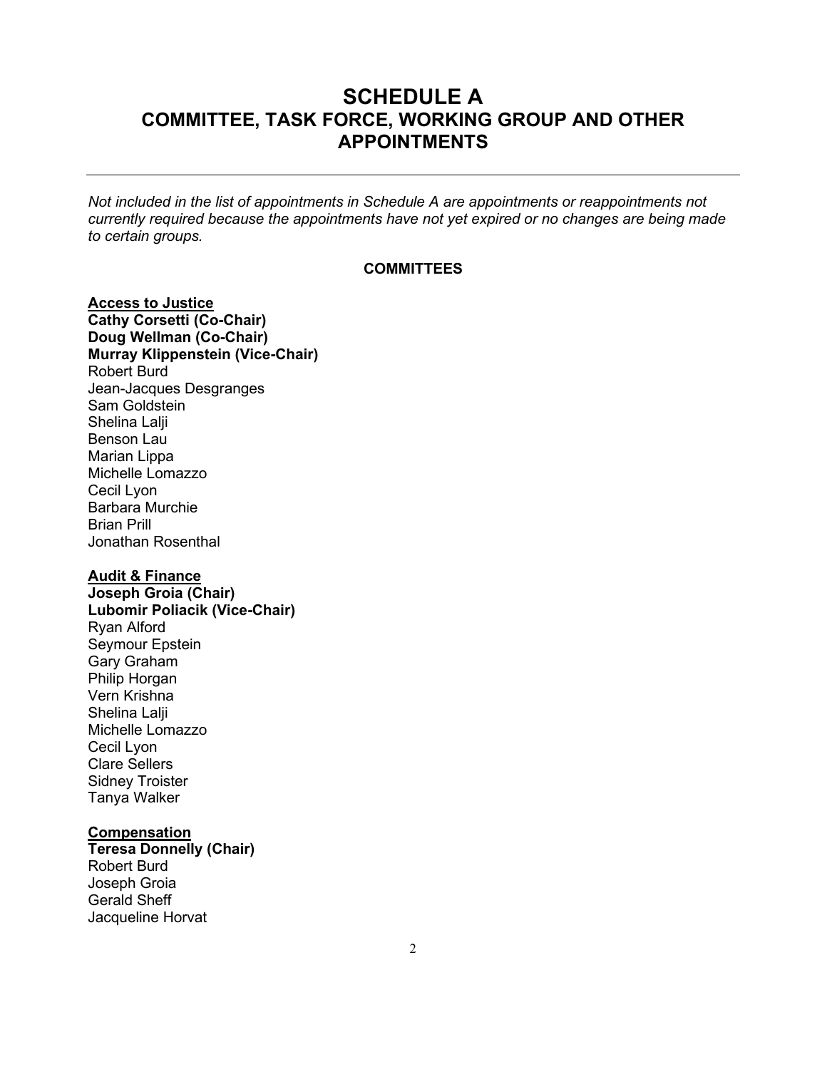# SCHEDULE A
# COMMITTEE, TASK FORCE, WORKING GROUP AND OTHER APPOINTMENTS

---

*Not included in the list of appointments in Schedule A are appointments or reappointments not currently required because the appointments have not yet expired or no changes are being made to certain groups.*

## COMMITTEES

**Access to Justice**
**Cathy Corsetti (Co-Chair)**
**Doug Wellman (Co-Chair)**
**Murray Klippenstein (Vice-Chair)**
Robert Burd
Jean-Jacques Desgranges
Sam Goldstein
Shelina Lalji
Benson Lau
Marian Lippa
Michelle Lomazzo
Cecil Lyon
Barbara Murchie
Brian Prill
Jonathan Rosenthal

**Audit & Finance**
**Joseph Groia (Chair)**
**Lubomir Poliacik (Vice-Chair)**
Ryan Alford
Seymour Epstein
Gary Graham
Philip Horgan
Vern Krishna
Shelina Lalji
Michelle Lomazzo
Cecil Lyon
Clare Sellers
Sidney Troister
Tanya Walker

**Compensation**
**Teresa Donnelly (Chair)**
Robert Burd
Joseph Groia
Gerald Sheff
Jacqueline Horvat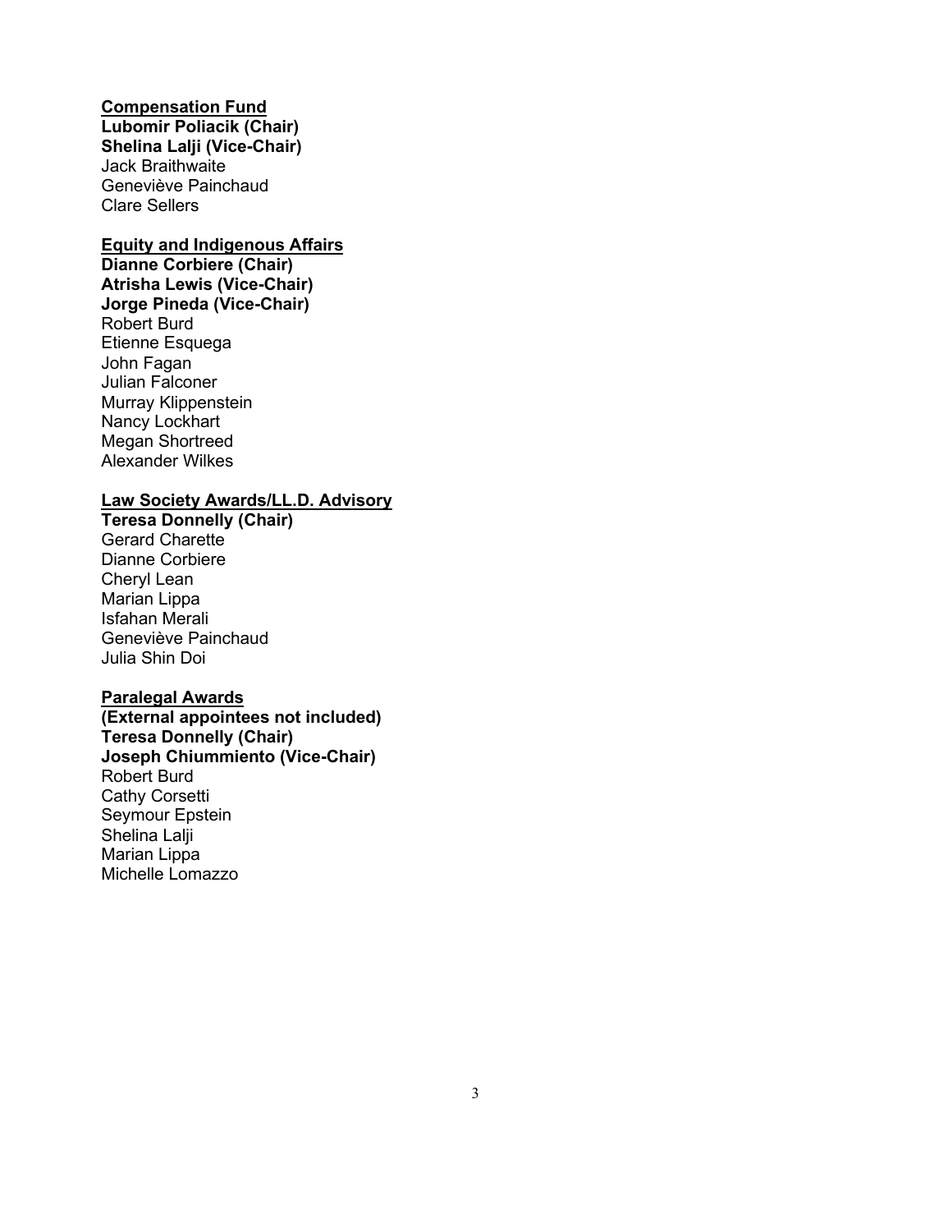**<u>Compensation Fund</u>**
**Lubomir Poliacik (Chair)**
**Shelina Lalji (Vice-Chair)**
Jack Braithwaite
Geneviève Painchaud
Clare Sellers

**<u>Equity and Indigenous Affairs</u>**
**Dianne Corbiere (Chair)**
**Atrisha Lewis (Vice-Chair)**
**Jorge Pineda (Vice-Chair)**
Robert Burd
Etienne Esquega
John Fagan
Julian Falconer
Murray Klippenstein
Nancy Lockhart
Megan Shortreed
Alexander Wilkes

**<u>Law Society Awards/LL.D. Advisory</u>**
**Teresa Donnelly (Chair)**
Gerard Charette
Dianne Corbiere
Cheryl Lean
Marian Lippa
Isfahan Merali
Geneviève Painchaud
Julia Shin Doi

**<u>Paralegal Awards</u>**
**(External appointees not included)**
**Teresa Donnelly (Chair)**
**Joseph Chiummiento (Vice-Chair)**
Robert Burd
Cathy Corsetti
Seymour Epstein
Shelina Lalji
Marian Lippa
Michelle Lomazzo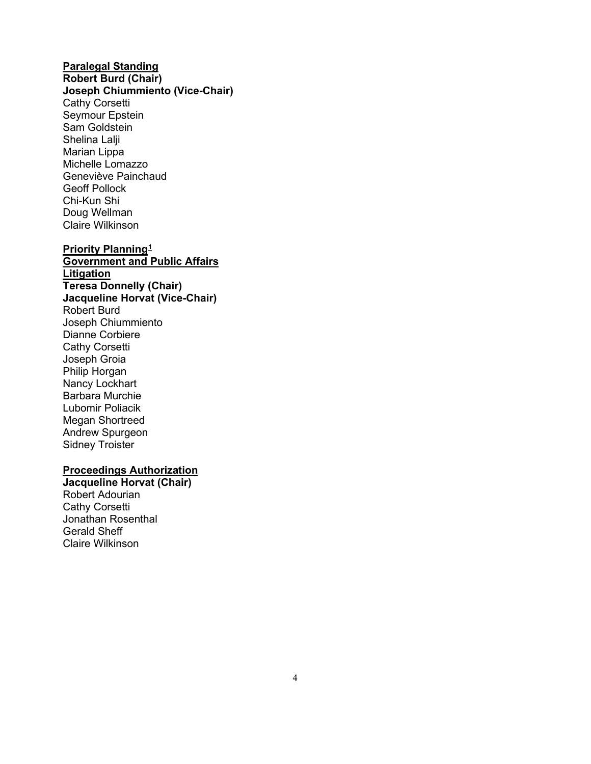**<u>Paralegal Standing</u>**
**Robert Burd (Chair)**
**Joseph Chiummiento (Vice-Chair)**
Cathy Corsetti
Seymour Epstein
Sam Goldstein
Shelina Lalji
Marian Lippa
Michelle Lomazzo
Geneviève Painchaud
Geoff Pollock
Chi-Kun Shi
Doug Wellman
Claire Wilkinson

**<u>Priority Planning[1]</u>**
**<u>Government and Public Affairs</u>**
**<u>Litigation</u>**
**Teresa Donnelly (Chair)**
**Jacqueline Horvat (Vice-Chair)**
Robert Burd
Joseph Chiummiento
Dianne Corbiere
Cathy Corsetti
Joseph Groia
Philip Horgan
Nancy Lockhart
Barbara Murchie
Lubomir Poliacik
Megan Shortreed
Andrew Spurgeon
Sidney Troister

**<u>Proceedings Authorization</u>**
**Jacqueline Horvat (Chair)**
Robert Adourian
Cathy Corsetti
Jonathan Rosenthal
Gerald Sheff
Claire Wilkinson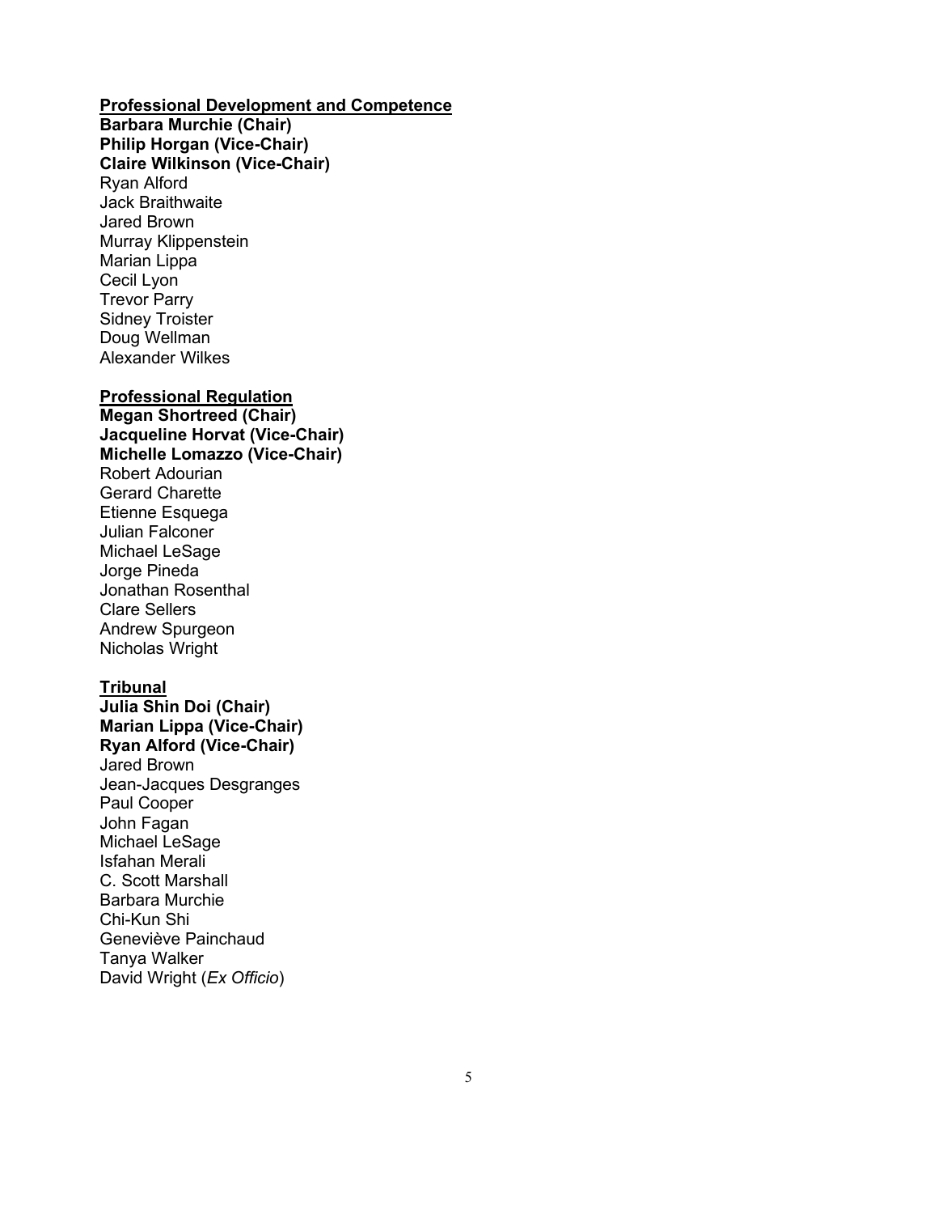**<u>Professional Development and Competence</u>**
**Barbara Murchie (Chair)**
**Philip Horgan (Vice-Chair)**
**Claire Wilkinson (Vice-Chair)**
Ryan Alford
Jack Braithwaite
Jared Brown
Murray Klippenstein
Marian Lippa
Cecil Lyon
Trevor Parry
Sidney Troister
Doug Wellman
Alexander Wilkes

**<u>Professional Regulation</u>**
**Megan Shortreed (Chair)**
**Jacqueline Horvat (Vice-Chair)**
**Michelle Lomazzo (Vice-Chair)**
Robert Adourian
Gerard Charette
Etienne Esquega
Julian Falconer
Michael LeSage
Jorge Pineda
Jonathan Rosenthal
Clare Sellers
Andrew Spurgeon
Nicholas Wright

**<u>Tribunal</u>**
**Julia Shin Doi (Chair)**
**Marian Lippa (Vice-Chair)**
**Ryan Alford (Vice-Chair)**
Jared Brown
Jean-Jacques Desgranges
Paul Cooper
John Fagan
Michael LeSage
Isfahan Merali
C. Scott Marshall
Barbara Murchie
Chi-Kun Shi
Geneviève Painchaud
Tanya Walker
David Wright (*Ex Officio*)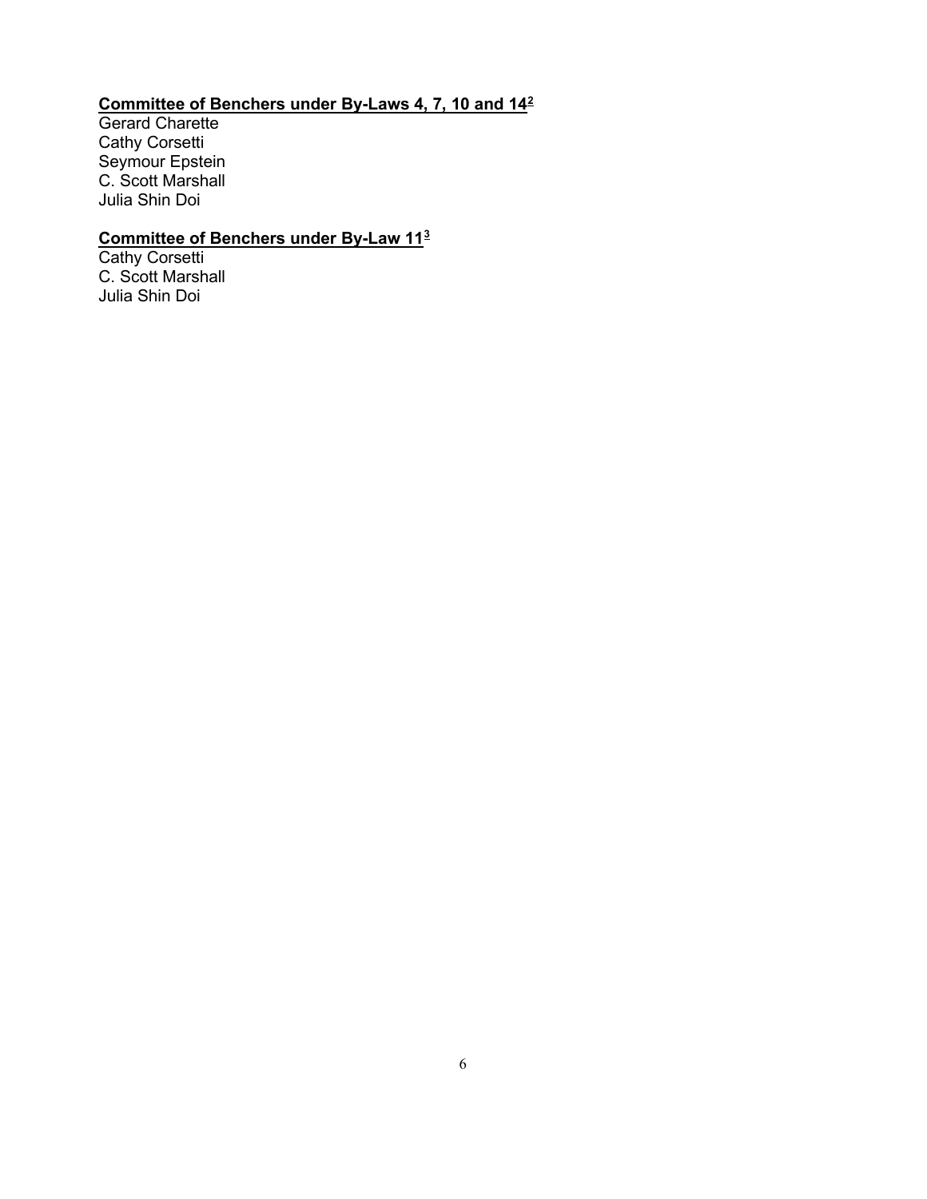**Committee of Benchers under By-Laws 4, 7, 10 and 14[2]**

Gerard Charette
Cathy Corsetti
Seymour Epstein
C. Scott Marshall
Julia Shin Doi

**Committee of Benchers under By-Law 11[3]**

Cathy Corsetti
C. Scott Marshall
Julia Shin Doi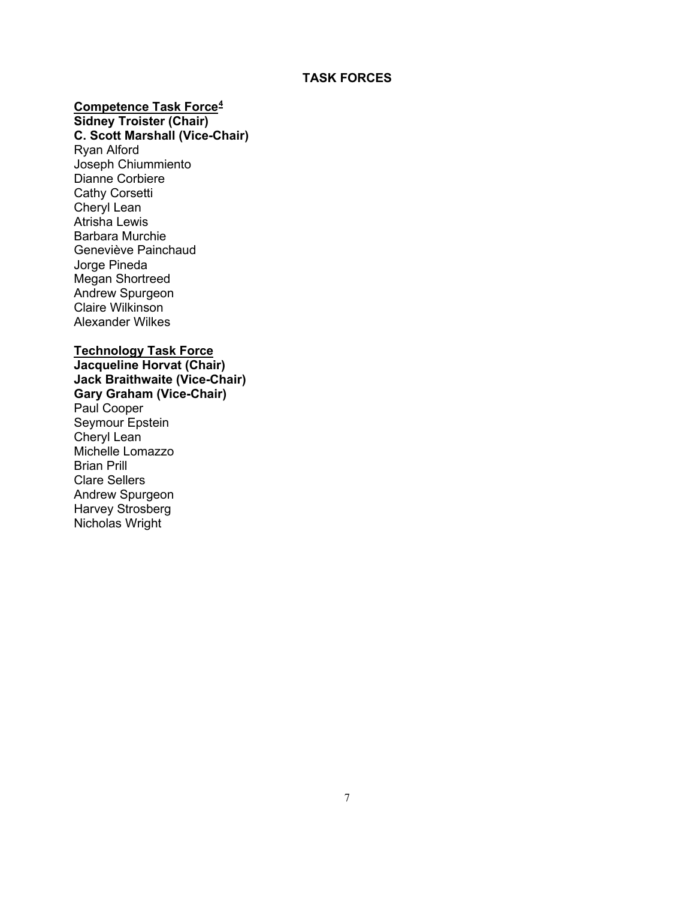## TASK FORCES

**<u>Competence Task Force[4]</u>**
**Sidney Troister (Chair)**
**C. Scott Marshall (Vice-Chair)**
Ryan Alford
Joseph Chiummiento
Dianne Corbiere
Cathy Corsetti
Cheryl Lean
Atrisha Lewis
Barbara Murchie
Geneviève Painchaud
Jorge Pineda
Megan Shortreed
Andrew Spurgeon
Claire Wilkinson
Alexander Wilkes

**<u>Technology Task Force</u>**
**Jacqueline Horvat (Chair)**
**Jack Braithwaite (Vice-Chair)**
**Gary Graham (Vice-Chair)**
Paul Cooper
Seymour Epstein
Cheryl Lean
Michelle Lomazzo
Brian Prill
Clare Sellers
Andrew Spurgeon
Harvey Strosberg
Nicholas Wright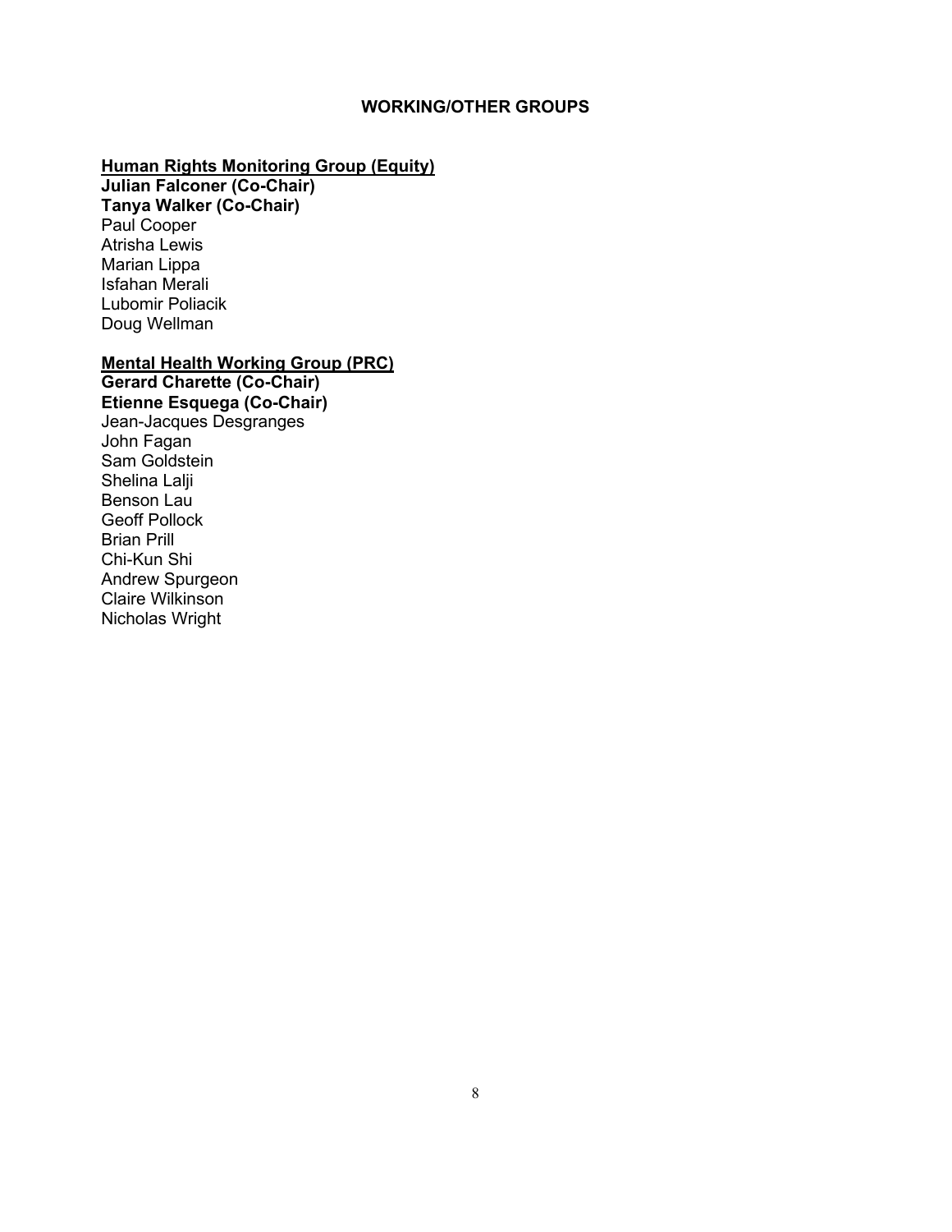## WORKING/OTHER GROUPS

**<u>Human Rights Monitoring Group (Equity)</u>**
**Julian Falconer (Co-Chair)**
**Tanya Walker (Co-Chair)**
Paul Cooper
Atrisha Lewis
Marian Lippa
Isfahan Merali
Lubomir Poliacik
Doug Wellman

**<u>Mental Health Working Group (PRC)</u>**
**Gerard Charette (Co-Chair)**
**Etienne Esquega (Co-Chair)**
Jean-Jacques Desgranges
John Fagan
Sam Goldstein
Shelina Lalji
Benson Lau
Geoff Pollock
Brian Prill
Chi-Kun Shi
Andrew Spurgeon
Claire Wilkinson
Nicholas Wright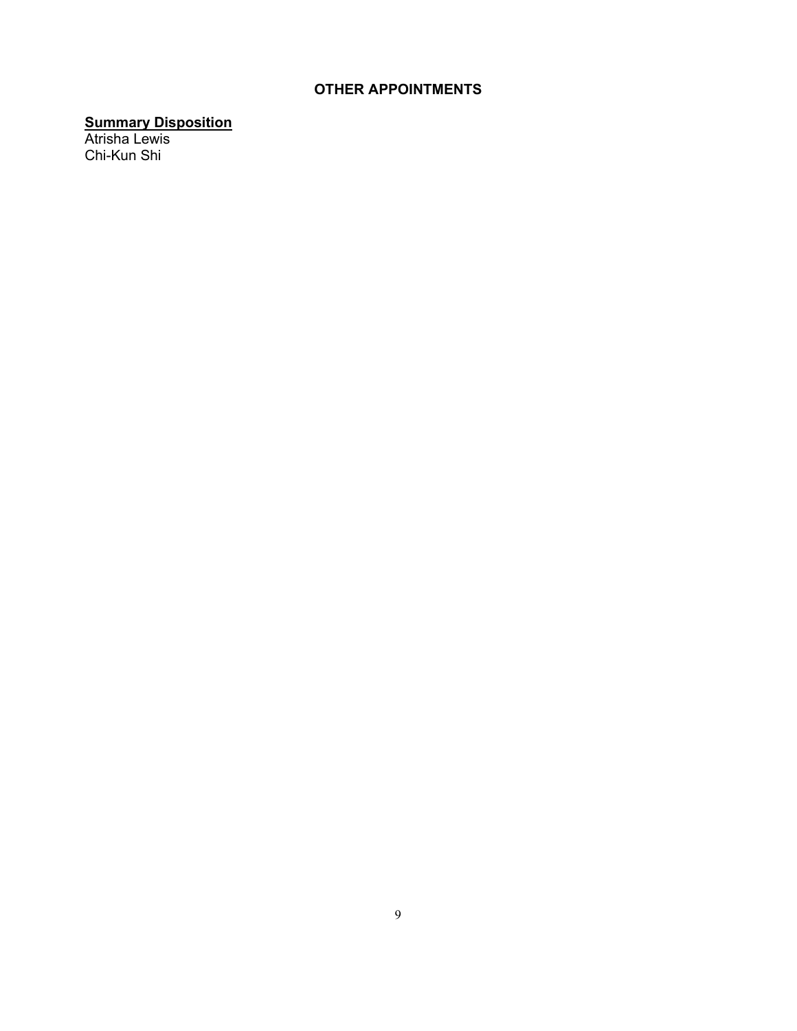## OTHER APPOINTMENTS

**Summary Disposition**
Atrisha Lewis
Chi-Kun Shi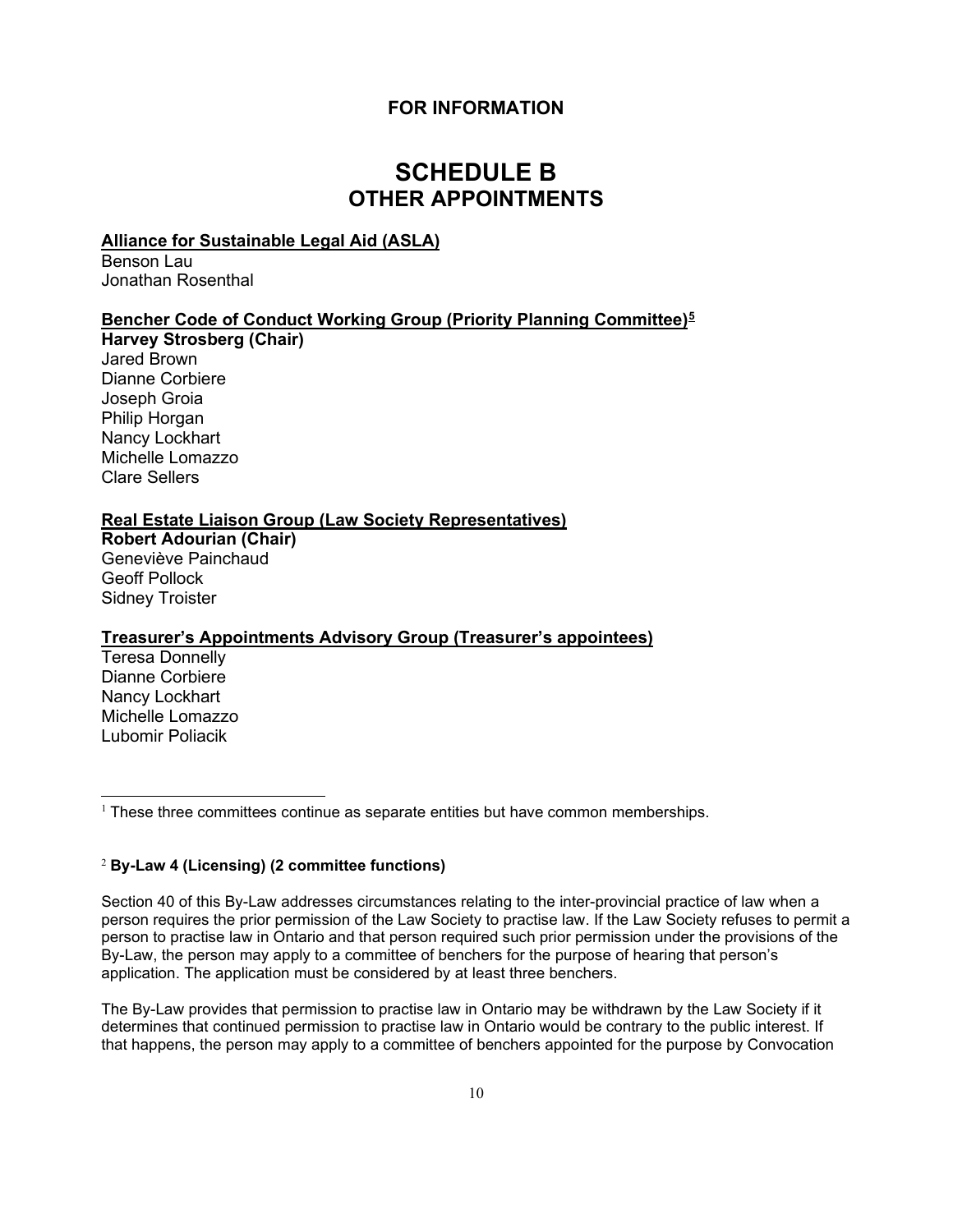**FOR INFORMATION**

# SCHEDULE B
# OTHER APPOINTMENTS

**Alliance for Sustainable Legal Aid (ASLA)**

Benson Lau
Jonathan Rosenthal

**Bencher Code of Conduct Working Group (Priority Planning Committee)[5]**

**Harvey Strosberg (Chair)**
Jared Brown
Dianne Corbiere
Joseph Groia
Philip Horgan
Nancy Lockhart
Michelle Lomazzo
Clare Sellers

**Real Estate Liaison Group (Law Society Representatives)**

**Robert Adourian (Chair)**
Geneviève Painchaud
Geoff Pollock
Sidney Troister

**Treasurer's Appointments Advisory Group (Treasurer's appointees)**

Teresa Donnelly
Dianne Corbiere
Nancy Lockhart
Michelle Lomazzo
Lubomir Poliacik

---

[1] These three committees continue as separate entities but have common memberships.

[2] **By-Law 4 (Licensing) (2 committee functions)**

Section 40 of this By-Law addresses circumstances relating to the inter-provincial practice of law when a person requires the prior permission of the Law Society to practise law. If the Law Society refuses to permit a person to practise law in Ontario and that person required such prior permission under the provisions of the By-Law, the person may apply to a committee of benchers for the purpose of hearing that person's application. The application must be considered by at least three benchers.

The By-Law provides that permission to practise law in Ontario may be withdrawn by the Law Society if it determines that continued permission to practise law in Ontario would be contrary to the public interest. If that happens, the person may apply to a committee of benchers appointed for the purpose by Convocation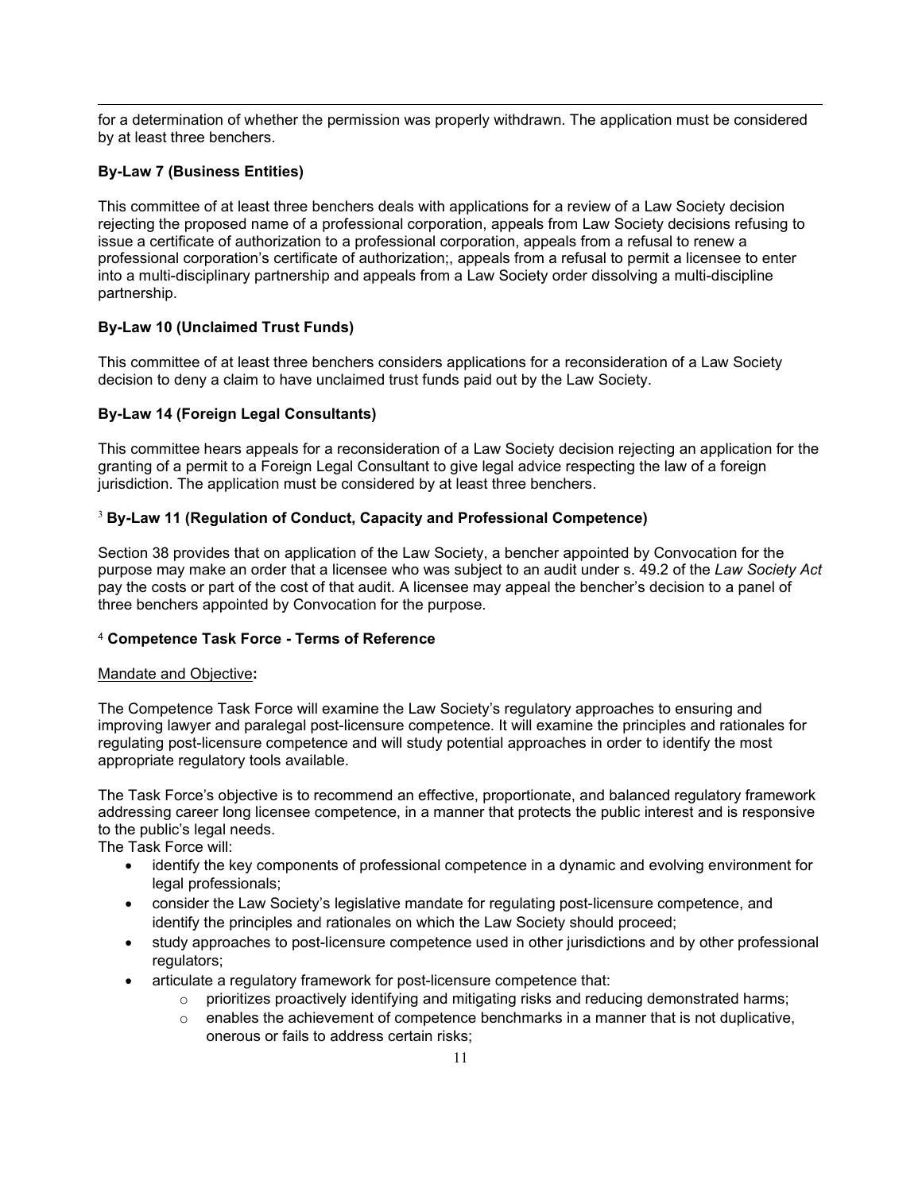for a determination of whether the permission was properly withdrawn. The application must be considered by at least three benchers.

**By-Law 7 (Business Entities)**

This committee of at least three benchers deals with applications for a review of a Law Society decision rejecting the proposed name of a professional corporation, appeals from Law Society decisions refusing to issue a certificate of authorization to a professional corporation, appeals from a refusal to renew a professional corporation's certificate of authorization;, appeals from a refusal to permit a licensee to enter into a multi-disciplinary partnership and appeals from a Law Society order dissolving a multi-discipline partnership.

**By-Law 10 (Unclaimed Trust Funds)**

This committee of at least three benchers considers applications for a reconsideration of a Law Society decision to deny a claim to have unclaimed trust funds paid out by the Law Society.

**By-Law 14 (Foreign Legal Consultants)**

This committee hears appeals for a reconsideration of a Law Society decision rejecting an application for the granting of a permit to a Foreign Legal Consultant to give legal advice respecting the law of a foreign jurisdiction. The application must be considered by at least three benchers.

[3] **By-Law 11 (Regulation of Conduct, Capacity and Professional Competence)**

Section 38 provides that on application of the Law Society, a bencher appointed by Convocation for the purpose may make an order that a licensee who was subject to an audit under s. 49.2 of the *Law Society Act* pay the costs or part of the cost of that audit. A licensee may appeal the bencher's decision to a panel of three benchers appointed by Convocation for the purpose.

[4] **Competence Task Force - Terms of Reference**

Mandate and Objective**:**

The Competence Task Force will examine the Law Society's regulatory approaches to ensuring and improving lawyer and paralegal post-licensure competence. It will examine the principles and rationales for regulating post-licensure competence and will study potential approaches in order to identify the most appropriate regulatory tools available.

The Task Force's objective is to recommend an effective, proportionate, and balanced regulatory framework addressing career long licensee competence, in a manner that protects the public interest and is responsive to the public's legal needs.

The Task Force will:

- identify the key components of professional competence in a dynamic and evolving environment for legal professionals;
- consider the Law Society's legislative mandate for regulating post-licensure competence, and identify the principles and rationales on which the Law Society should proceed;
- study approaches to post-licensure competence used in other jurisdictions and by other professional regulators;
- articulate a regulatory framework for post-licensure competence that:
  - prioritizes proactively identifying and mitigating risks and reducing demonstrated harms;
  - enables the achievement of competence benchmarks in a manner that is not duplicative, onerous or fails to address certain risks;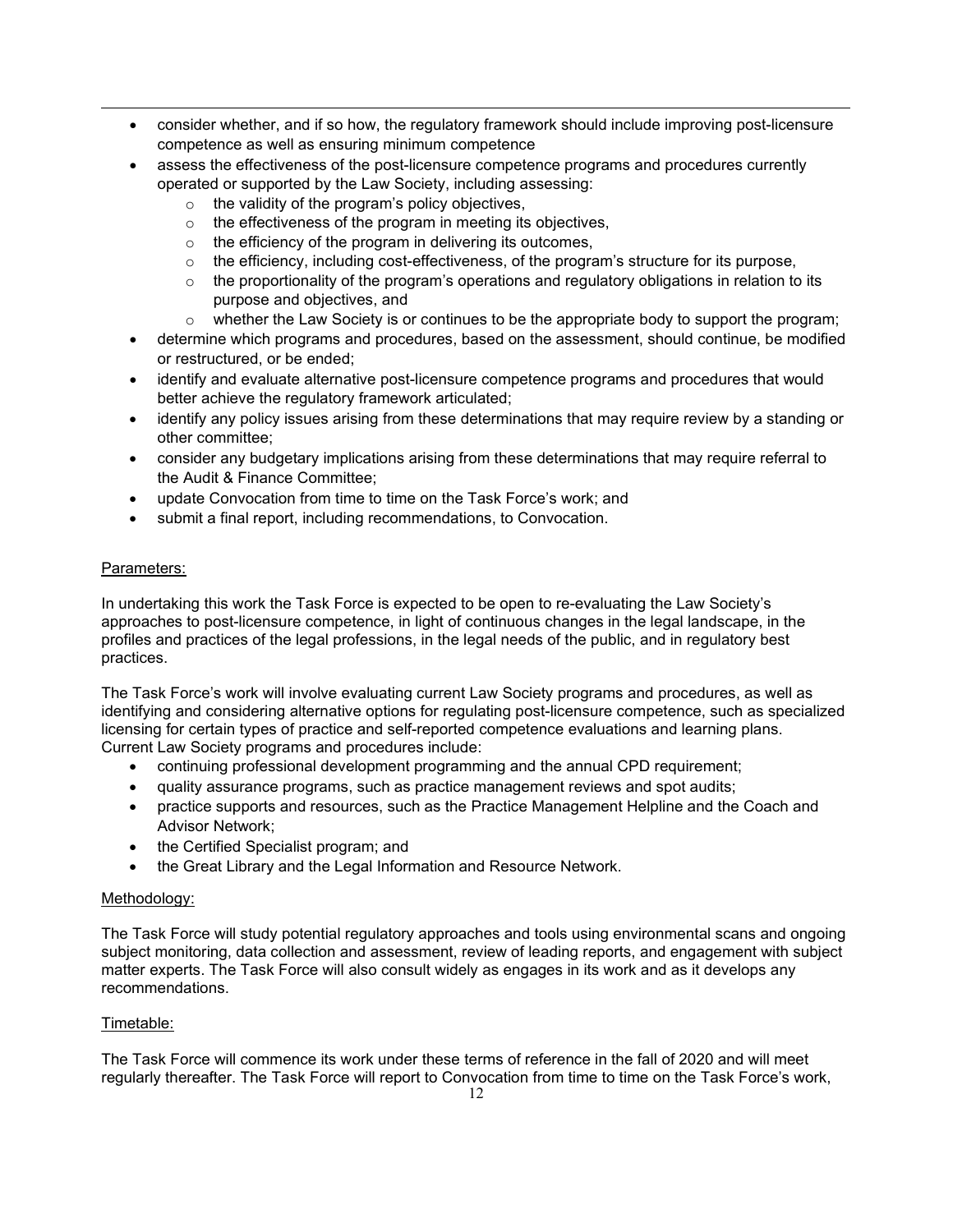- consider whether, and if so how, the regulatory framework should include improving post-licensure competence as well as ensuring minimum competence
- assess the effectiveness of the post-licensure competence programs and procedures currently operated or supported by the Law Society, including assessing:
  - the validity of the program's policy objectives,
  - the effectiveness of the program in meeting its objectives,
  - the efficiency of the program in delivering its outcomes,
  - the efficiency, including cost-effectiveness, of the program's structure for its purpose,
  - the proportionality of the program's operations and regulatory obligations in relation to its purpose and objectives, and
  - whether the Law Society is or continues to be the appropriate body to support the program;
- determine which programs and procedures, based on the assessment, should continue, be modified or restructured, or be ended;
- identify and evaluate alternative post-licensure competence programs and procedures that would better achieve the regulatory framework articulated;
- identify any policy issues arising from these determinations that may require review by a standing or other committee;
- consider any budgetary implications arising from these determinations that may require referral to the Audit & Finance Committee;
- update Convocation from time to time on the Task Force's work; and
- submit a final report, including recommendations, to Convocation.

Parameters:

In undertaking this work the Task Force is expected to be open to re-evaluating the Law Society's approaches to post-licensure competence, in light of continuous changes in the legal landscape, in the profiles and practices of the legal professions, in the legal needs of the public, and in regulatory best practices.

The Task Force's work will involve evaluating current Law Society programs and procedures, as well as identifying and considering alternative options for regulating post-licensure competence, such as specialized licensing for certain types of practice and self-reported competence evaluations and learning plans. Current Law Society programs and procedures include:

- continuing professional development programming and the annual CPD requirement;
- quality assurance programs, such as practice management reviews and spot audits;
- practice supports and resources, such as the Practice Management Helpline and the Coach and Advisor Network;
- the Certified Specialist program; and
- the Great Library and the Legal Information and Resource Network.

Methodology:

The Task Force will study potential regulatory approaches and tools using environmental scans and ongoing subject monitoring, data collection and assessment, review of leading reports, and engagement with subject matter experts. The Task Force will also consult widely as engages in its work and as it develops any recommendations.

Timetable:

The Task Force will commence its work under these terms of reference in the fall of 2020 and will meet regularly thereafter. The Task Force will report to Convocation from time to time on the Task Force's work,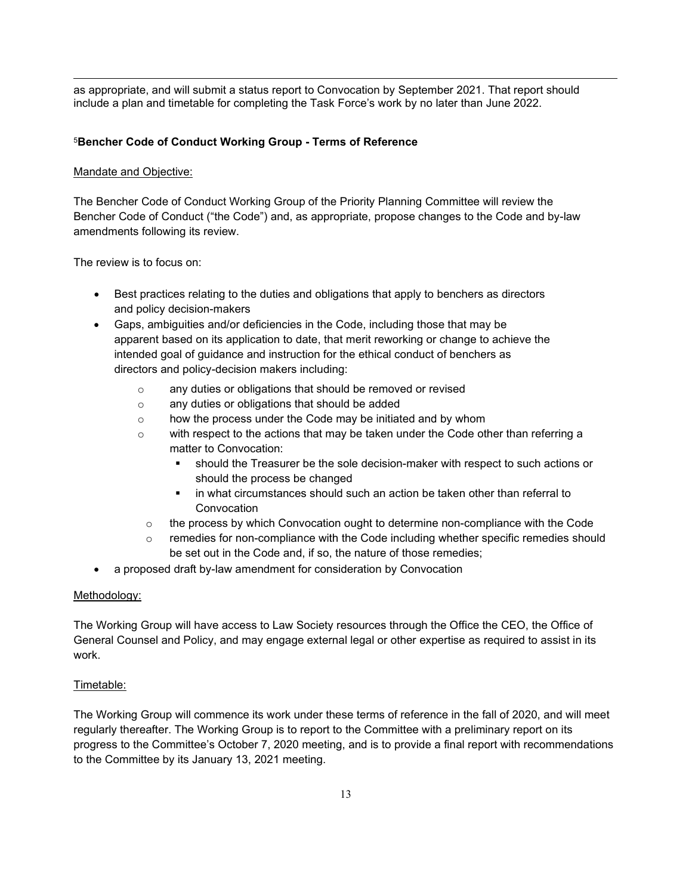as appropriate, and will submit a status report to Convocation by September 2021. That report should include a plan and timetable for completing the Task Force's work by no later than June 2022.

[5]**Bencher Code of Conduct Working Group - Terms of Reference**

Mandate and Objective:

The Bencher Code of Conduct Working Group of the Priority Planning Committee will review the Bencher Code of Conduct ("the Code") and, as appropriate, propose changes to the Code and by-law amendments following its review.

The review is to focus on:

- Best practices relating to the duties and obligations that apply to benchers as directors and policy decision-makers
- Gaps, ambiguities and/or deficiencies in the Code, including those that may be apparent based on its application to date, that merit reworking or change to achieve the intended goal of guidance and instruction for the ethical conduct of benchers as directors and policy-decision makers including:
    - any duties or obligations that should be removed or revised
    - any duties or obligations that should be added
    - how the process under the Code may be initiated and by whom
    - with respect to the actions that may be taken under the Code other than referring a matter to Convocation:
        - should the Treasurer be the sole decision-maker with respect to such actions or should the process be changed
        - in what circumstances should such an action be taken other than referral to Convocation
    - the process by which Convocation ought to determine non-compliance with the Code
    - remedies for non-compliance with the Code including whether specific remedies should be set out in the Code and, if so, the nature of those remedies;
- a proposed draft by-law amendment for consideration by Convocation

Methodology:

The Working Group will have access to Law Society resources through the Office the CEO, the Office of General Counsel and Policy, and may engage external legal or other expertise as required to assist in its work.

Timetable:

The Working Group will commence its work under these terms of reference in the fall of 2020, and will meet regularly thereafter. The Working Group is to report to the Committee with a preliminary report on its progress to the Committee's October 7, 2020 meeting, and is to provide a final report with recommendations to the Committee by its January 13, 2021 meeting.